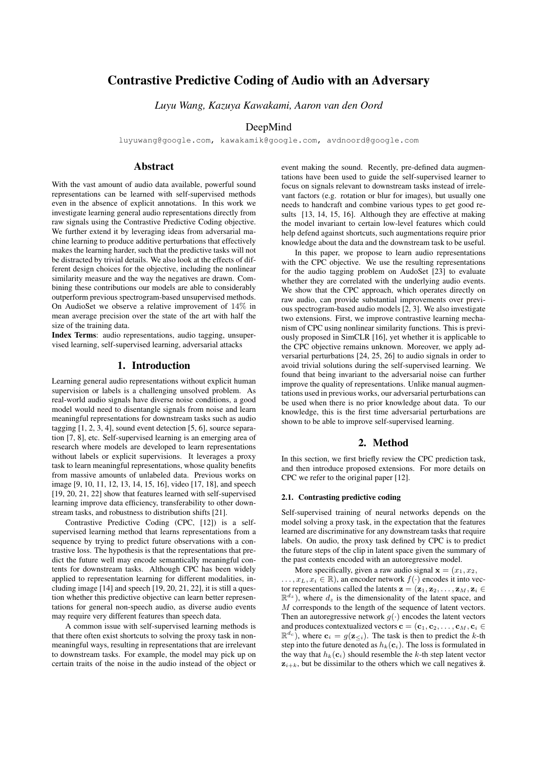# Contrastive Predictive Coding of Audio with an Adversary

*Luyu Wang, Kazuya Kawakami, Aaron van den Oord*

DeepMind

luyuwang@google.com, kawakamik@google.com, avdnoord@google.com

## Abstract

With the vast amount of audio data available, powerful sound representations can be learned with self-supervised methods even in the absence of explicit annotations. In this work we investigate learning general audio representations directly from raw signals using the Contrastive Predictive Coding objective. We further extend it by leveraging ideas from adversarial machine learning to produce additive perturbations that effectively makes the learning harder, such that the predictive tasks will not be distracted by trivial details. We also look at the effects of different design choices for the objective, including the nonlinear similarity measure and the way the negatives are drawn. Combining these contributions our models are able to considerably outperform previous spectrogram-based unsupervised methods. On AudioSet we observe a relative improvement of $14\%$ in mean average precision over the state of the art with half the size of the training data.

**Index Terms**: audio representations, audio tagging, unsupervised learning, self-supervised learning, adversarial attacks

## 1. Introduction

Learning general audio representations without explicit human supervision or labels is a challenging unsolved problem. As real-world audio signals have diverse noise conditions, a good model would need to disentangle signals from noise and learn meaningful representations for downstream tasks such as audio tagging [1, 2, 3, 4], sound event detection [5, 6], source separation [7, 8], etc. Self-supervised learning is an emerging area of research where models are developed to learn representations without labels or explicit supervisions. It leverages a proxy task to learn meaningful representations, whose quality benefits from massive amounts of unlabeled data. Previous works on image [9, 10, 11, 12, 13, 14, 15, 16], video [17, 18], and speech [19, 20, 21, 22] show that features learned with self-supervised learning improve data efficiency, transferability to other downstream tasks, and robustness to distribution shifts [21].

Contrastive Predictive Coding (CPC, [12]) is a self-supervised learning method that learns representations from a sequence by trying to predict future observations with a contrastive loss. The hypothesis is that the representations that predict the future well may encode semantically meaningful contents for downstream tasks. Although CPC has been widely applied to representation learning for different modalities, including image [14] and speech [19, 20, 21, 22], it is still a question whether this predictive objective can learn better representations for general non-speech audio, as diverse audio events may require very different features than speech data.

A common issue with self-supervised learning methods is that there often exist shortcuts to solving the proxy task in non-meaningful ways, resulting in representations that are irrelevant to downstream tasks. For example, the model may pick up on certain traits of the noise in the audio instead of the object or event making the sound. Recently, pre-defined data augmentations have been used to guide the self-supervised learner to focus on signals relevant to downstream tasks instead of irrelevant factors (e.g. rotation or blur for images), but usually one needs to handcraft and combine various types to get good results [13, 14, 15, 16]. Although they are effective at making the model invariant to certain low-level features which could help defend against shortcuts, such augmentations require prior knowledge about the data and the downstream task to be useful.

In this paper, we propose to learn audio representations with the CPC objective. We use the resulting representations for the audio tagging problem on AudoSet [23] to evaluate whether they are correlated with the underlying audio events. We show that the CPC approach, which operates directly on raw audio, can provide substantial improvements over previous spectrogram-based audio models [2, 3]. We also investigate two extensions. First, we improve contrastive learning mechanism of CPC using nonlinear similarity functions. This is previously proposed in SimCLR [16], yet whether it is applicable to the CPC objective remains unknown. Moreover, we apply adversarial perturbations [24, 25, 26] to audio signals in order to avoid trivial solutions during the self-supervised learning. We found that being invariant to the adversarial noise can further improve the quality of representations. Unlike manual augmentations used in previous works, our adversarial perturbations can be used when there is no prior knowledge about data. To our knowledge, this is the first time adversarial perturbations are shown to be able to improve self-supervised learning.

## 2. Method

In this section, we first briefly review the CPC prediction task, and then introduce proposed extensions. For more details on CPC we refer to the original paper [12].

### 2.1. Contrasting predictive coding

Self-supervised training of neural networks depends on the model solving a proxy task, in the expectation that the features learned are discriminative for any downstream tasks that require labels. On audio, the proxy task defined by CPC is to predict the future steps of the clip in latent space given the summary of the past contexts encoded with an autoregressive model.

More specifically, given a raw audio signal $\mathbf{x} = (x_1, x_2, \ldots, x_L, x_i \in \mathbb{R})$, an encoder network $f(\cdot)$ encodes it into vector representations called the latents $\mathbf{z} = (\mathbf{z}_1, \mathbf{z}_2, \ldots, \mathbf{z}_M, \mathbf{z}_i \in \mathbb{R}^{d_z})$, where $d_z$ is the dimensionality of the latent space, and $M$ corresponds to the length of the sequence of latent vectors. Then an autoregressive network $g(\cdot)$ encodes the latent vectors and produces contextualized vectors $\mathbf{c} = (\mathbf{c}_1, \mathbf{c}_2, \ldots, \mathbf{c}_M, \mathbf{c}_i \in \mathbb{R}^{d_c})$, where $\mathbf{c}_i = g(\mathbf{z}_{\leq i})$. The task is then to predict the $k$-th step into the future denoted as $h_k(\mathbf{c}_i)$. The loss is formulated in the way that $h_k(\mathbf{c}_i)$ should resemble the $k$-th step latent vector $\mathbf{z}_{i+k}$, but be dissimilar to the others which we call negatives $\tilde{\mathbf{z}}$.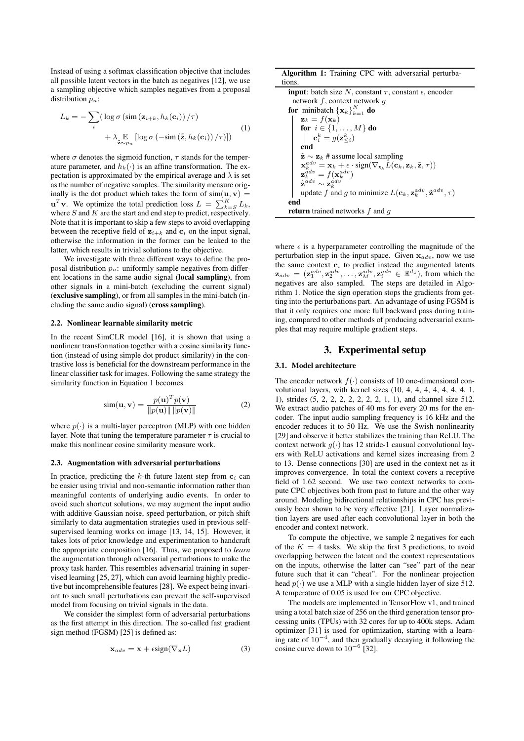Instead of using a softmax classification objective that includes all possible latent vectors in the batch as negatives [12], we use a sampling objective which samples negatives from a proposal distribution $p_n$:

$$
\begin{aligned}
L_k = -\sum_i \big( & \log \sigma \left( \text{sim} \left( \mathbf{z}_{i+k}, h_k(\mathbf{c}_i) \right) / \tau \right) \\
& + \lambda \mathop{\mathbb{E}}_{\tilde{\mathbf{z}} \sim p_n} \left[ \log \sigma \left( -\text{sim} \left( \tilde{\mathbf{z}}, h_k(\mathbf{c}_i) \right) / \tau \right) \right] \big)
\end{aligned} \tag{1}
$$

where $\sigma$ denotes the sigmoid function, $\tau$ stands for the temperature parameter, and $h_k(\cdot)$ is an affine transformation. The expectation is approximated by the empirical average and $\lambda$ is set as the number of negative samples. The similarity measure originally is the dot product which takes the form of $\text{sim}(\mathbf{u}, \mathbf{v}) = \mathbf{u}^T\mathbf{v}$. We optimize the total prediction loss $L = \sum_{k=S}^{K} L_k$, where $S$ and $K$ are the start and end step to predict, respectively. Note that it is important to skip a few steps to avoid overlapping between the receptive field of $\mathbf{z}_{i+k}$ and $\mathbf{c}_i$ on the input signal, otherwise the information in the former can be leaked to the latter, which results in trivial solutions to the objective.

We investigate with three different ways to define the proposal distribution $p_n$: uniformly sample negatives from different locations in the same audio signal (**local sampling**), from other signals in a mini-batch (excluding the current signal) (**exclusive sampling**), or from all samples in the mini-batch (including the same audio signal) (**cross sampling**).

### 2.2. Nonlinear learnable similarity metric

In the recent SimCLR model [16], it is shown that using a nonlinear transformation together with a cosine similarity function (instead of using simple dot product similarity) in the contrastive loss is beneficial for the downstream performance in the linear classifier task for images. Following the same strategy the similarity function in Equation 1 becomes

$$
\text{sim}(\mathbf{u}, \mathbf{v}) = \frac{p(\mathbf{u})^T p(\mathbf{v})}{\|p(\mathbf{u})\| \, \|p(\mathbf{v})\|} \tag{2}
$$

where $p(\cdot)$ is a multi-layer perceptron (MLP) with one hidden layer. Note that tuning the temperature parameter $\tau$ is crucial to make this nonlinear cosine similarity measure work.

### 2.3. Augmentation with adversarial perturbations

In practice, predicting the $k$-th future latent step from $\mathbf{c}_i$ can be easier using trivial and non-semantic information rather than meaningful contents of underlying audio events. In order to avoid such shortcut solutions, we may augment the input audio with additive Gaussian noise, speed perturbation, or pitch shift similarly to data augmentation strategies used in previous self-supervised learning works on image [13, 14, 15]. However, it takes lots of prior knowledge and experimentation to handcraft the appropriate composition [16]. Thus, we proposed to *learn* the augmentation through adversarial perturbations to make the proxy task harder. This resembles adversarial training in supervised learning [25, 27], which can avoid learning highly predictive but incomprehensible features [28]. We expect being invariant to such small perturbations can prevent the self-supervised model from focusing on trivial signals in the data.

We consider the simplest form of adversarial perturbations as the first attempt in this direction. The so-called fast gradient sign method (FGSM) [25] is defined as:

$$
\mathbf{x}_{adv} = \mathbf{x} + \epsilon \text{sign}(\nabla_{\mathbf{x}} L) \tag{3}
$$

**Algorithm 1:** Training CPC with adversarial perturbations.

```
input: batch size N, constant τ, constant ε, encoder
  network f, context network g
for minibatch {x_k}_{k=1}^N do
    z_k = f(x_k)
    for i ∈ {1, ..., M} do
        c_i^k = g(z_{≤i}^k)
    end
    z̃ ~ z_k # assume local sampling
    x_k^adv = x_k + ε · sign(∇_{x_k} L(c_k, z_k, z̃, τ))
    z_k^adv = f(x_k^adv)
    z̃^adv ~ z_k^adv
    update f and g to minimize L(c_k, z_k^adv, z̃^adv, τ)
end
return trained networks f and g
```

where $\epsilon$ is a hyperparameter controlling the magnitude of the perturbation step in the input space. Given $\mathbf{x}_{adv}$, now we use the same context $\mathbf{c}_i$ to predict instead the augmented latents $\mathbf{z}_{adv} = (\mathbf{z}_1^{adv}, \mathbf{z}_2^{adv}, \ldots, \mathbf{z}_M^{adv}, \mathbf{z}_i^{adv} \in \mathbb{R}^{d_z})$, from which the negatives are also sampled. The steps are detailed in Algorithm 1. Notice the sign operation stops the gradients from getting into the perturbations part. An advantage of using FGSM is that it only requires one more full backward pass during training, compared to other methods of producing adversarial examples that may require multiple gradient steps.

## 3. Experimental setup

### 3.1. Model architecture

The encoder network $f(\cdot)$ consists of 10 one-dimensional convolutional layers, with kernel sizes (10, 4, 4, 4, 4, 4, 4, 4, 1, 1), strides (5, 2, 2, 2, 2, 2, 2, 2, 1, 1), and channel size 512. We extract audio patches of 40 ms for every 20 ms for the encoder. The input audio sampling frequency is 16 kHz and the encoder reduces it to 50 Hz. We use the Swish nonlinearity [29] and observe it better stabilizes the training than ReLU. The context network $g(\cdot)$ has 12 stride-1 causual convolutional layers with ReLU activations and kernel sizes increasing from 2 to 13. Dense connections [30] are used in the context net as it improves convergence. In total the context covers a receptive field of 1.62 second. We use two context networks to compute CPC objectives both from past to future and the other way around. Modeling bidirectional relationships in CPC has previously been shown to be very effective [21]. Layer normalization layers are used after each convolutional layer in both the encoder and context network.

To compute the objective, we sample 2 negatives for each of the $K = 4$ tasks. We skip the first 3 predictions, to avoid overlapping between the latent and the context representations on the inputs, otherwise the latter can "see" part of the near future such that it can "cheat". For the nonlinear projection head $p(\cdot)$ we use a MLP with a single hidden layer of size 512. A temperature of 0.05 is used for our CPC objective.

The models are implemented in TensorFlow v1, and trained using a total batch size of 256 on the third generation tensor processing units (TPUs) with 32 cores for up to 400k steps. Adam optimizer [31] is used for optimization, starting with a learning rate of $10^{-4}$, and then gradually decaying it following the cosine curve down to $10^{-6}$ [32].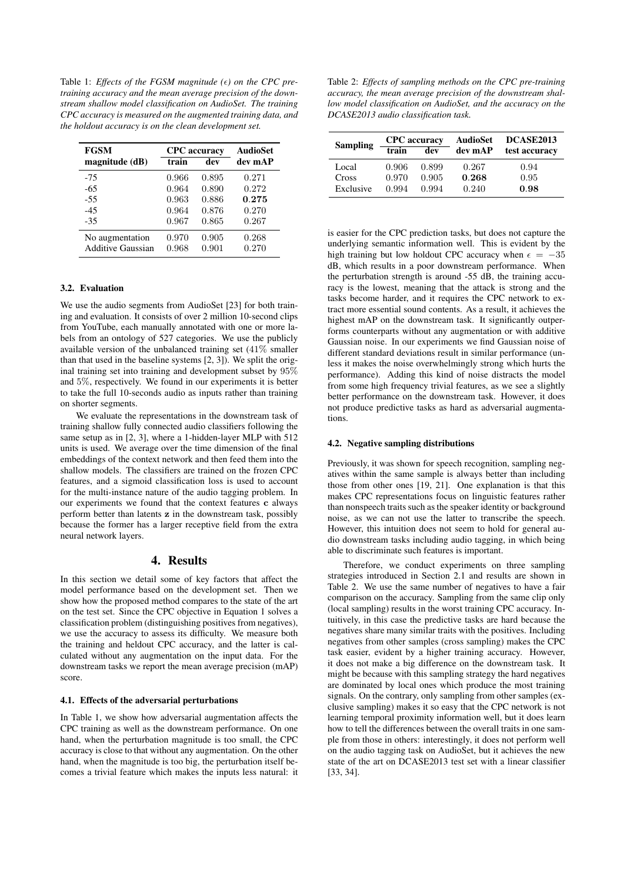Table 1: *Effects of the FGSM magnitude ($\epsilon$) on the CPC pre-training accuracy and the mean average precision of the downstream shallow model classification on AudioSet. The training CPC accuracy is measured on the augmented training data, and the holdout accuracy is on the clean development set.*

| FGSM magnitude (dB) | CPC accuracy | | AudioSet |
|---|---|---|---|
| | train | dev | dev mAP |
| -75 | 0.966 | 0.895 | 0.271 |
| -65 | 0.964 | 0.890 | 0.272 |
| -55 | 0.963 | 0.886 | **0.275** |
| -45 | 0.964 | 0.876 | 0.270 |
| -35 | 0.967 | 0.865 | 0.267 |
| No augmentation | 0.970 | 0.905 | 0.268 |
| Additive Gaussian | 0.968 | 0.901 | 0.270 |

### 3.2. Evaluation

We use the audio segments from AudioSet [23] for both training and evaluation. It consists of over 2 million 10-second clips from YouTube, each manually annotated with one or more labels from an ontology of 527 categories. We use the publicly available version of the unbalanced training set (41% smaller than that used in the baseline systems [2, 3]). We split the original training set into training and development subset by 95% and 5%, respectively. We found in our experiments it is better to take the full 10-seconds audio as inputs rather than training on shorter segments.

We evaluate the representations in the downstream task of training shallow fully connected audio classifiers following the same setup as in [2, 3], where a 1-hidden-layer MLP with 512 units is used. We average over the time dimension of the final embeddings of the context network and then feed them into the shallow models. The classifiers are trained on the frozen CPC features, and a sigmoid classification loss is used to account for the multi-instance nature of the audio tagging problem. In our experiments we found that the context features $\mathbf{c}$ always perform better than latents $\mathbf{z}$ in the downstream task, possibly because the former has a larger receptive field from the extra neural network layers.

## 4. Results

In this section we detail some of key factors that affect the model performance based on the development set. Then we show how the proposed method compares to the state of the art on the test set. Since the CPC objective in Equation 1 solves a classification problem (distinguishing positives from negatives), we use the accuracy to assess its difficulty. We measure both the training and heldout CPC accuracy, and the latter is calculated without any augmentation on the input data. For the downstream tasks we report the mean average precision (mAP) score.

### 4.1. Effects of the adversarial perturbations

In Table 1, we show how adversarial augmentation affects the CPC training as well as the downstream performance. On one hand, when the perturbation magnitude is too small, the CPC accuracy is close to that without any augmentation. On the other hand, when the magnitude is too big, the perturbation itself becomes a trivial feature which makes the inputs less natural: it is easier for the CPC prediction tasks, but does not capture the underlying semantic information well. This is evident by the high training but low holdout CPC accuracy when $\epsilon = -35$ dB, which results in a poor downstream performance. When the perturbation strength is around -55 dB, the training accuracy is the lowest, meaning that the attack is strong and the tasks become harder, and it requires the CPC network to extract more essential sound contents. As a result, it achieves the highest mAP on the downstream task. It significantly outperforms counterparts without any augmentation or with additive Gaussian noise. In our experiments we find Gaussian noise of different standard deviations result in similar performance (unless it makes the noise overwhelmingly strong which hurts the performance). Adding this kind of noise distracts the model from some high frequency trivial features, as we see a slightly better performance on the downstream task. However, it does not produce predictive tasks as hard as adversarial augmentations.

Table 2: *Effects of sampling methods on the CPC pre-training accuracy, the mean average precision of the downstream shallow model classification on AudioSet, and the accuracy on the DCASE2013 audio classification task.*

| Sampling | CPC accuracy | | AudioSet | DCASE2013 |
|---|---|---|---|---|
| | train | dev | dev mAP | test accuracy |
| Local | 0.906 | 0.899 | 0.267 | 0.94 |
| Cross | 0.970 | 0.905 | **0.268** | 0.95 |
| Exclusive | 0.994 | 0.994 | 0.240 | **0.98** |

### 4.2. Negative sampling distributions

Previously, it was shown for speech recognition, sampling negatives within the same sample is always better than including those from other ones [19, 21]. One explanation is that this makes CPC representations focus on linguistic features rather than nonspeech traits such as the speaker identity or background noise, as we can not use the latter to transcribe the speech. However, this intuition does not seem to hold for general audio downstream tasks including audio tagging, in which being able to discriminate such features is important.

Therefore, we conduct experiments on three sampling strategies introduced in Section 2.1 and results are shown in Table 2. We use the same number of negatives to have a fair comparison on the accuracy. Sampling from the same clip only (local sampling) results in the worst training CPC accuracy. Intuitively, in this case the predictive tasks are hard because the negatives share many similar traits with the positives. Including negatives from other samples (cross sampling) makes the CPC task easier, evident by a higher training accuracy. However, it does not make a big difference on the downstream task. It might be because with this sampling strategy the hard negatives are dominated by local ones which produce the most training signals. On the contrary, only sampling from other samples (exclusive sampling) makes it so easy that the CPC network is not learning temporal proximity information well, but it does learn how to tell the differences between the overall traits in one sample from those in others: interestingly, it does not perform well on the audio tagging task on AudioSet, but it achieves the new state of the art on DCASE2013 test set with a linear classifier [33, 34].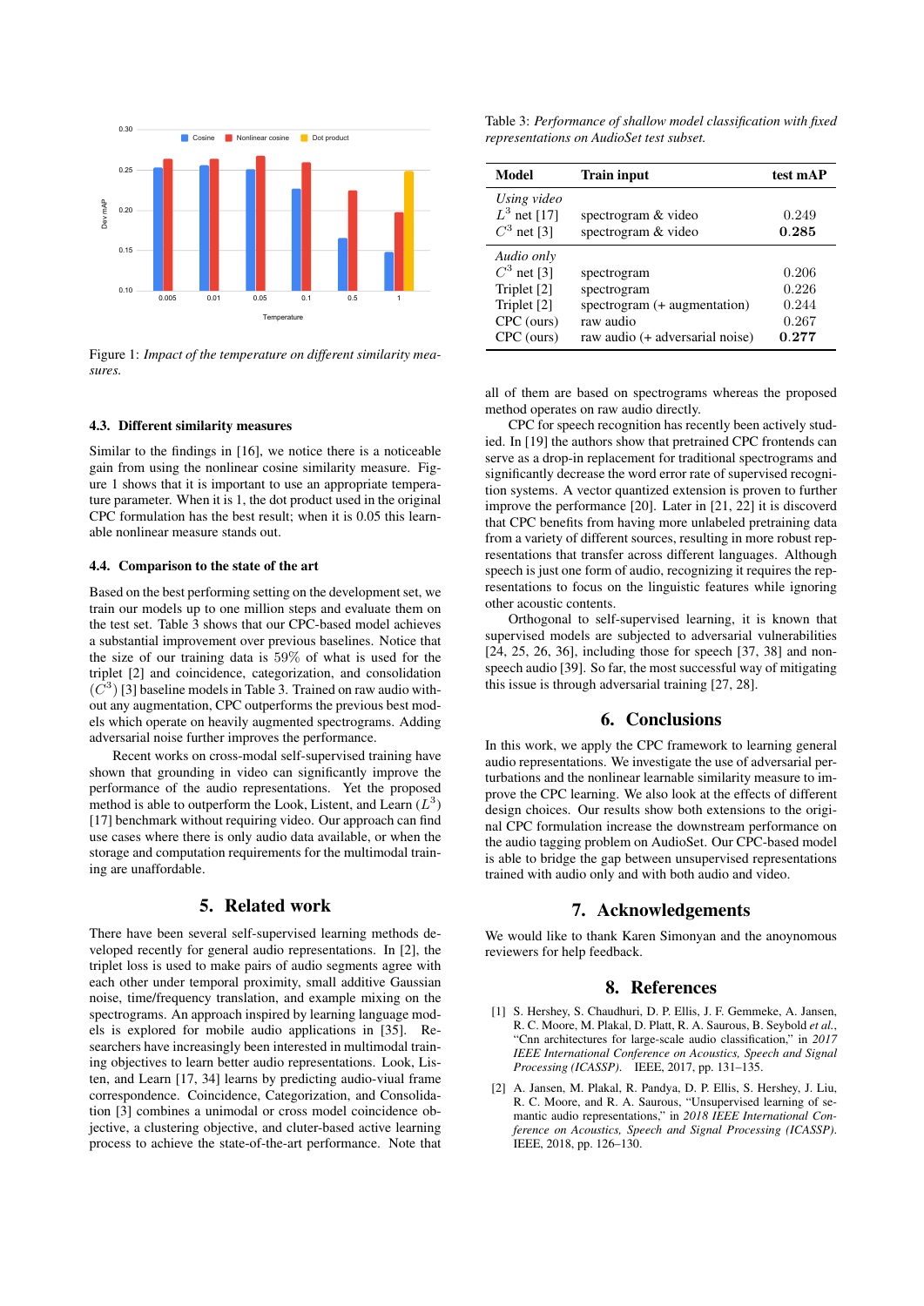Figure 1: *Impact of the temperature on different similarity measures.*

### 4.3. Different similarity measures

Similar to the findings in [16], we notice there is a noticeable gain from using the nonlinear cosine similarity measure. Figure 1 shows that it is important to use an appropriate temperature parameter. When it is 1, the dot product used in the original CPC formulation has the best result; when it is 0.05 this learnable nonlinear measure stands out.

### 4.4. Comparison to the state of the art

Based on the best performing setting on the development set, we train our models up to one million steps and evaluate them on the test set. Table 3 shows that our CPC-based model achieves a substantial improvement over previous baselines. Notice that the size of our training data is 59% of what is used for the triplet [2] and coincidence, categorization, and consolidation ($C^3$) [3] baseline models in Table 3. Trained on raw audio without any augmentation, CPC outperforms the previous best models which operate on heavily augmented spectrograms. Adding adversarial noise further improves the performance.

Recent works on cross-modal self-supervised training have shown that grounding in video can significantly improve the performance of the audio representations. Yet the proposed method is able to outperform the Look, Listent, and Learn ($L^3$) [17] benchmark without requiring video. Our approach can find use cases where there is only audio data available, or when the storage and computation requirements for the multimodal training are unaffordable.

## 5. Related work

There have been several self-supervised learning methods developed recently for general audio representations. In [2], the triplet loss is used to make pairs of audio segments agree with each other under temporal proximity, small additive Gaussian noise, time/frequency translation, and example mixing on the spectrograms. An approach inspired by learning language models is explored for mobile audio applications in [35]. Researchers have increasingly been interested in multimodal training objectives to learn better audio representations. Look, Listen, and Learn [17, 34] learns by predicting audio-viual frame correspondence. Coincidence, Categorization, and Consolidation [3] combines a unimodal or cross model coincidence objective, a clustering objective, and cluter-based active learning process to achieve the state-of-the-art performance. Note that all of them are based on spectrograms whereas the proposed method operates on raw audio directly.

CPC for speech recognition has recently been actively studied. In [19] the authors show that pretrained CPC frontends can serve as a drop-in replacement for traditional spectrograms and significantly decrease the word error rate of supervised recognition systems. A vector quantized extension is proven to further improve the performance [20]. Later in [21, 22] it is discoverd that CPC benefits from having more unlabeled pretraining data from a variety of different sources, resulting in more robust representations that transfer across different languages. Although speech is just one form of audio, recognizing it requires the representations to focus on the linguistic features while ignoring other acoustic contents.

Orthogonal to self-supervised learning, it is known that supervised models are subjected to adversarial vulnerabilities [24, 25, 26, 36], including those for speech [37, 38] and non-speech audio [39]. So far, the most successful way of mitigating this issue is through adversarial training [27, 28].

Table 3: *Performance of shallow model classification with fixed representations on AudioSet test subset.*

| Model | Train input | test mAP |
|---|---|---|
| *Using video* | | |
| $L^3$ net [17] | spectrogram & video | 0.249 |
| $C^3$ net [3] | spectrogram & video | **0.285** |
| *Audio only* | | |
| $C^3$ net [3] | spectrogram | 0.206 |
| Triplet [2] | spectrogram | 0.226 |
| Triplet [2] | spectrogram (+ augmentation) | 0.244 |
| CPC (ours) | raw audio | 0.267 |
| CPC (ours) | raw audio (+ adversarial noise) | **0.277** |

## 6. Conclusions

In this work, we apply the CPC framework to learning general audio representations. We investigate the use of adversarial perturbations and the nonlinear learnable similarity measure to improve the CPC learning. We also look at the effects of different design choices. Our results show both extensions to the original CPC formulation increase the downstream performance on the audio tagging problem on AudioSet. Our CPC-based model is able to bridge the gap between unsupervised representations trained with audio only and with both audio and video.

## 7. Acknowledgements

We would like to thank Karen Simonyan and the anoynomous reviewers for help feedback.

## 8. References

[1] S. Hershey, S. Chaudhuri, D. P. Ellis, J. F. Gemmeke, A. Jansen, R. C. Moore, M. Plakal, D. Platt, R. A. Saurous, B. Seybold *et al.*, "Cnn architectures for large-scale audio classification," in *2017 IEEE International Conference on Acoustics, Speech and Signal Processing (ICASSP)*. IEEE, 2017, pp. 131–135.

[2] A. Jansen, M. Plakal, R. Pandya, D. P. Ellis, S. Hershey, J. Liu, R. C. Moore, and R. A. Saurous, "Unsupervised learning of semantic audio representations," in *2018 IEEE International Conference on Acoustics, Speech and Signal Processing (ICASSP)*. IEEE, 2018, pp. 126–130.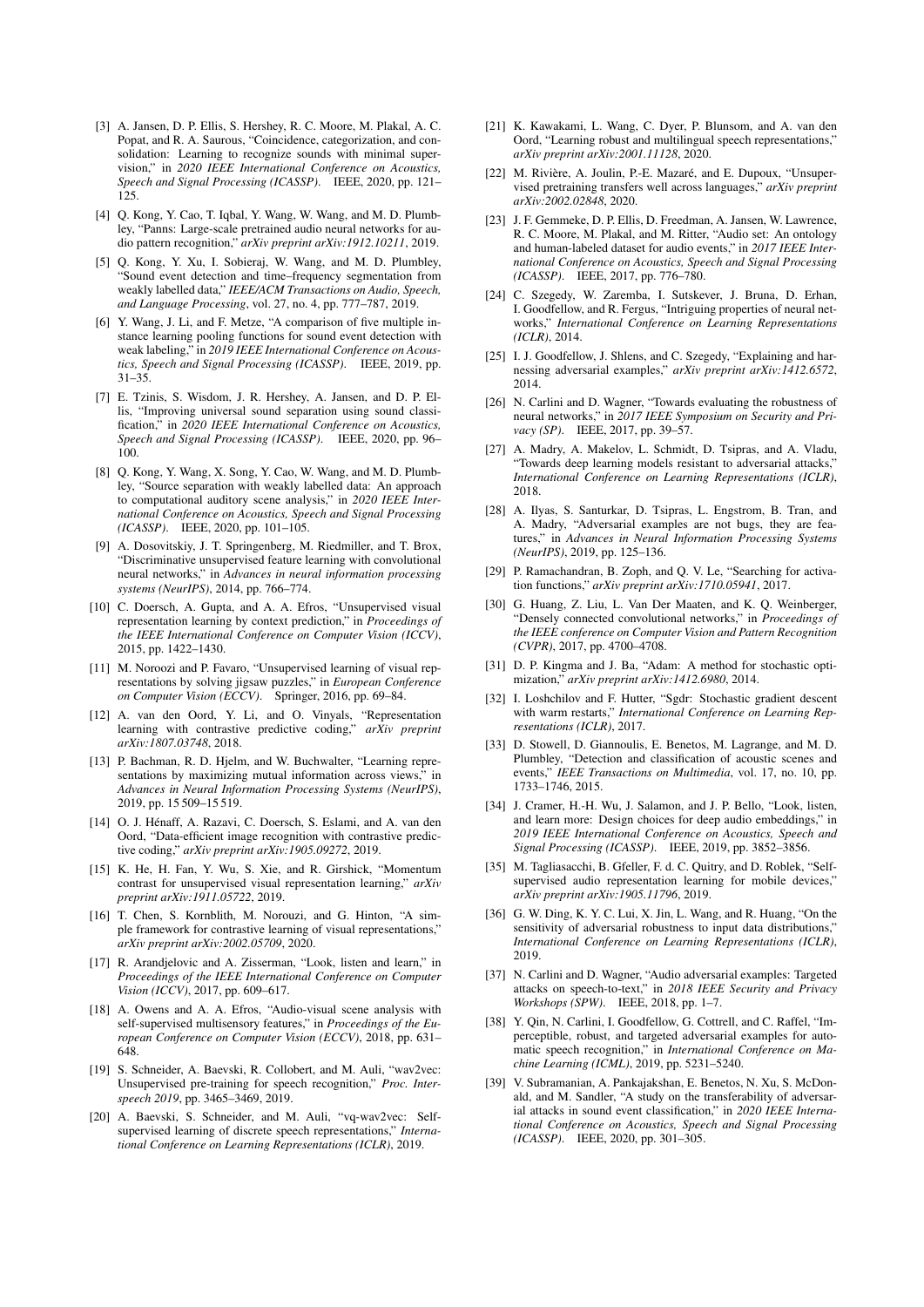[3] A. Jansen, D. P. Ellis, S. Hershey, R. C. Moore, M. Plakal, A. C. Popat, and R. A. Saurous, "Coincidence, categorization, and consolidation: Learning to recognize sounds with minimal supervision," in *2020 IEEE International Conference on Acoustics, Speech and Signal Processing (ICASSP)*. IEEE, 2020, pp. 121–125.

[4] Q. Kong, Y. Cao, T. Iqbal, Y. Wang, W. Wang, and M. D. Plumbley, "Panns: Large-scale pretrained audio neural networks for audio pattern recognition," *arXiv preprint arXiv:1912.10211*, 2019.

[5] Q. Kong, Y. Xu, I. Sobieraj, W. Wang, and M. D. Plumbley, "Sound event detection and time–frequency segmentation from weakly labelled data," *IEEE/ACM Transactions on Audio, Speech, and Language Processing*, vol. 27, no. 4, pp. 777–787, 2019.

[6] Y. Wang, J. Li, and F. Metze, "A comparison of five multiple instance learning pooling functions for sound event detection with weak labeling," in *2019 IEEE International Conference on Acoustics, Speech and Signal Processing (ICASSP)*. IEEE, 2019, pp. 31–35.

[7] E. Tzinis, S. Wisdom, J. R. Hershey, A. Jansen, and D. P. Ellis, "Improving universal sound separation using sound classification," in *2020 IEEE International Conference on Acoustics, Speech and Signal Processing (ICASSP)*. IEEE, 2020, pp. 96–100.

[8] Q. Kong, Y. Wang, X. Song, Y. Cao, W. Wang, and M. D. Plumbley, "Source separation with weakly labelled data: An approach to computational auditory scene analysis," in *2020 IEEE International Conference on Acoustics, Speech and Signal Processing (ICASSP)*. IEEE, 2020, pp. 101–105.

[9] A. Dosovitskiy, J. T. Springenberg, M. Riedmiller, and T. Brox, "Discriminative unsupervised feature learning with convolutional neural networks," in *Advances in neural information processing systems (NeurIPS)*, 2014, pp. 766–774.

[10] C. Doersch, A. Gupta, and A. A. Efros, "Unsupervised visual representation learning by context prediction," in *Proceedings of the IEEE International Conference on Computer Vision (ICCV)*, 2015, pp. 1422–1430.

[11] M. Noroozi and P. Favaro, "Unsupervised learning of visual representations by solving jigsaw puzzles," in *European Conference on Computer Vision (ECCV)*. Springer, 2016, pp. 69–84.

[12] A. van den Oord, Y. Li, and O. Vinyals, "Representation learning with contrastive predictive coding," *arXiv preprint arXiv:1807.03748*, 2018.

[13] P. Bachman, R. D. Hjelm, and W. Buchwalter, "Learning representations by maximizing mutual information across views," in *Advances in Neural Information Processing Systems (NeurIPS)*, 2019, pp. 15 509–15 519.

[14] O. J. Hénaff, A. Razavi, C. Doersch, S. Eslami, and A. van den Oord, "Data-efficient image recognition with contrastive predictive coding," *arXiv preprint arXiv:1905.09272*, 2019.

[15] K. He, H. Fan, Y. Wu, S. Xie, and R. Girshick, "Momentum contrast for unsupervised visual representation learning," *arXiv preprint arXiv:1911.05722*, 2019.

[16] T. Chen, S. Kornblith, M. Norouzi, and G. Hinton, "A simple framework for contrastive learning of visual representations," *arXiv preprint arXiv:2002.05709*, 2020.

[17] R. Arandjelovic and A. Zisserman, "Look, listen and learn," in *Proceedings of the IEEE International Conference on Computer Vision (ICCV)*, 2017, pp. 609–617.

[18] A. Owens and A. A. Efros, "Audio-visual scene analysis with self-supervised multisensory features," in *Proceedings of the European Conference on Computer Vision (ECCV)*, 2018, pp. 631–648.

[19] S. Schneider, A. Baevski, R. Collobert, and M. Auli, "wav2vec: Unsupervised pre-training for speech recognition," *Proc. Interspeech 2019*, pp. 3465–3469, 2019.

[20] A. Baevski, S. Schneider, and M. Auli, "vq-wav2vec: Self-supervised learning of discrete speech representations," *International Conference on Learning Representations (ICLR)*, 2019.

[21] K. Kawakami, L. Wang, C. Dyer, P. Blunsom, and A. van den Oord, "Learning robust and multilingual speech representations," *arXiv preprint arXiv:2001.11128*, 2020.

[22] M. Rivière, A. Joulin, P.-E. Mazaré, and E. Dupoux, "Unsupervised pretraining transfers well across languages," *arXiv preprint arXiv:2002.02848*, 2020.

[23] J. F. Gemmeke, D. P. Ellis, D. Freedman, A. Jansen, W. Lawrence, R. C. Moore, M. Plakal, and M. Ritter, "Audio set: An ontology and human-labeled dataset for audio events," in *2017 IEEE International Conference on Acoustics, Speech and Signal Processing (ICASSP)*. IEEE, 2017, pp. 776–780.

[24] C. Szegedy, W. Zaremba, I. Sutskever, J. Bruna, D. Erhan, I. Goodfellow, and R. Fergus, "Intriguing properties of neural networks," *International Conference on Learning Representations (ICLR)*, 2014.

[25] I. J. Goodfellow, J. Shlens, and C. Szegedy, "Explaining and harnessing adversarial examples," *arXiv preprint arXiv:1412.6572*, 2014.

[26] N. Carlini and D. Wagner, "Towards evaluating the robustness of neural networks," in *2017 IEEE Symposium on Security and Privacy (SP)*. IEEE, 2017, pp. 39–57.

[27] A. Madry, A. Makelov, L. Schmidt, D. Tsipras, and A. Vladu, "Towards deep learning models resistant to adversarial attacks," *International Conference on Learning Representations (ICLR)*, 2018.

[28] A. Ilyas, S. Santurkar, D. Tsipras, L. Engstrom, B. Tran, and A. Madry, "Adversarial examples are not bugs, they are features," in *Advances in Neural Information Processing Systems (NeurIPS)*, 2019, pp. 125–136.

[29] P. Ramachandran, B. Zoph, and Q. V. Le, "Searching for activation functions," *arXiv preprint arXiv:1710.05941*, 2017.

[30] G. Huang, Z. Liu, L. Van Der Maaten, and K. Q. Weinberger, "Densely connected convolutional networks," in *Proceedings of the IEEE conference on Computer Vision and Pattern Recognition (CVPR)*, 2017, pp. 4700–4708.

[31] D. P. Kingma and J. Ba, "Adam: A method for stochastic optimization," *arXiv preprint arXiv:1412.6980*, 2014.

[32] I. Loshchilov and F. Hutter, "Sgdr: Stochastic gradient descent with warm restarts," *International Conference on Learning Representations (ICLR)*, 2017.

[33] D. Stowell, D. Giannoulis, E. Benetos, M. Lagrange, and M. D. Plumbley, "Detection and classification of acoustic scenes and events," *IEEE Transactions on Multimedia*, vol. 17, no. 10, pp. 1733–1746, 2015.

[34] J. Cramer, H.-H. Wu, J. Salamon, and J. P. Bello, "Look, listen, and learn more: Design choices for deep audio embeddings," in *2019 IEEE International Conference on Acoustics, Speech and Signal Processing (ICASSP)*. IEEE, 2019, pp. 3852–3856.

[35] M. Tagliasacchi, B. Gfeller, F. d. C. Quitry, and D. Roblek, "Self-supervised audio representation learning for mobile devices," *arXiv preprint arXiv:1905.11796*, 2019.

[36] G. W. Ding, K. Y. C. Lui, X. Jin, L. Wang, and R. Huang, "On the sensitivity of adversarial robustness to input data distributions," *International Conference on Learning Representations (ICLR)*, 2019.

[37] N. Carlini and D. Wagner, "Audio adversarial examples: Targeted attacks on speech-to-text," in *2018 IEEE Security and Privacy Workshops (SPW)*. IEEE, 2018, pp. 1–7.

[38] Y. Qin, N. Carlini, I. Goodfellow, G. Cottrell, and C. Raffel, "Imperceptible, robust, and targeted adversarial examples for automatic speech recognition," in *International Conference on Machine Learning (ICML)*, 2019, pp. 5231–5240.

[39] V. Subramanian, A. Pankajakshan, E. Benetos, N. Xu, S. McDonald, and M. Sandler, "A study on the transferability of adversarial attacks in sound event classification," in *2020 IEEE International Conference on Acoustics, Speech and Signal Processing (ICASSP)*. IEEE, 2020, pp. 301–305.